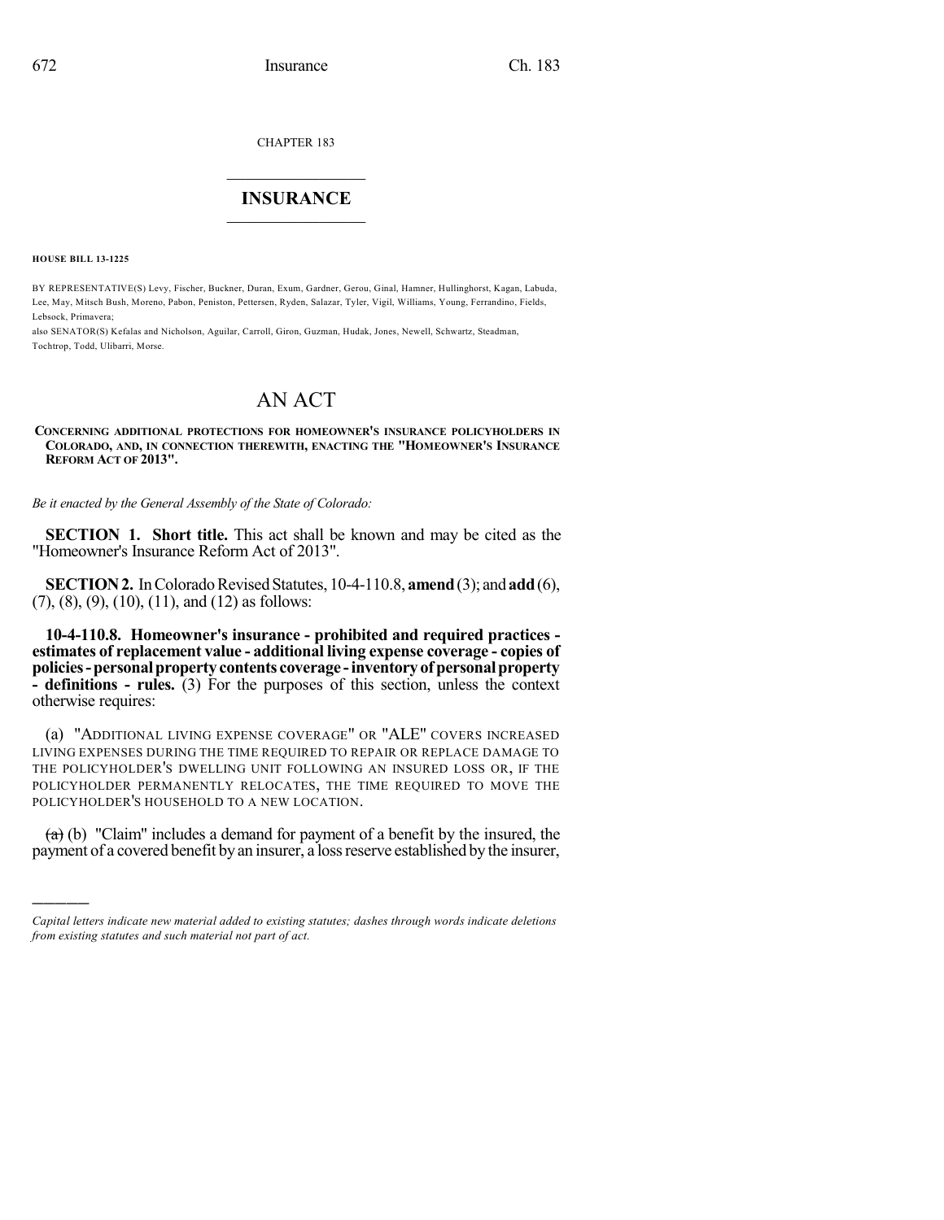CHAPTER 183

## INSURANCE

**HOUSE BILL 13-1225**

BY REPRESENTATIVE(S) Levy, Fischer, Buckner, Duran, Exum, Gardner, Gerou, Ginal, Hamner, Hullinghorst, Kagan, Labuda, Lee, May, Mitsch Bush, Moreno, Pabon, Peniston, Pettersen, Ryden, Salazar, Tyler, Vigil, Williams, Young, Ferrandino, Fields, Lebsock, Primavera;
also SENATOR(S) Kefalas and Nicholson, Aguilar, Carroll, Giron, Guzman, Hudak, Jones, Newell, Schwartz, Steadman, Tochtrop, Todd, Ulibarri, Morse.

# AN ACT

**CONCERNING ADDITIONAL PROTECTIONS FOR HOMEOWNER'S INSURANCE POLICYHOLDERS IN COLORADO, AND, IN CONNECTION THEREWITH, ENACTING THE "HOMEOWNER'S INSURANCE REFORM ACT OF 2013".**

*Be it enacted by the General Assembly of the State of Colorado:*

**SECTION 1. Short title.** This act shall be known and may be cited as the "Homeowner's Insurance Reform Act of 2013".

**SECTION 2.** In Colorado Revised Statutes, 10-4-110.8, **amend** (3); and **add** (6), (7), (8), (9), (10), (11), and (12) as follows:

**10-4-110.8. Homeowner's insurance - prohibited and required practices - estimates of replacement value - additional living expense coverage - copies of policies - personal property contents coverage - inventory of personal property - definitions - rules.** (3) For the purposes of this section, unless the context otherwise requires:

(a) "ADDITIONAL LIVING EXPENSE COVERAGE" OR "ALE" COVERS INCREASED LIVING EXPENSES DURING THE TIME REQUIRED TO REPAIR OR REPLACE DAMAGE TO THE POLICYHOLDER'S DWELLING UNIT FOLLOWING AN INSURED LOSS OR, IF THE POLICYHOLDER PERMANENTLY RELOCATES, THE TIME REQUIRED TO MOVE THE POLICYHOLDER'S HOUSEHOLD TO A NEW LOCATION.

~~(a)~~ (b) "Claim" includes a demand for payment of a benefit by the insured, the payment of a covered benefit by an insurer, a loss reserve established by the insurer,

---

*Capital letters indicate new material added to existing statutes; dashes through words indicate deletions from existing statutes and such material not part of act.*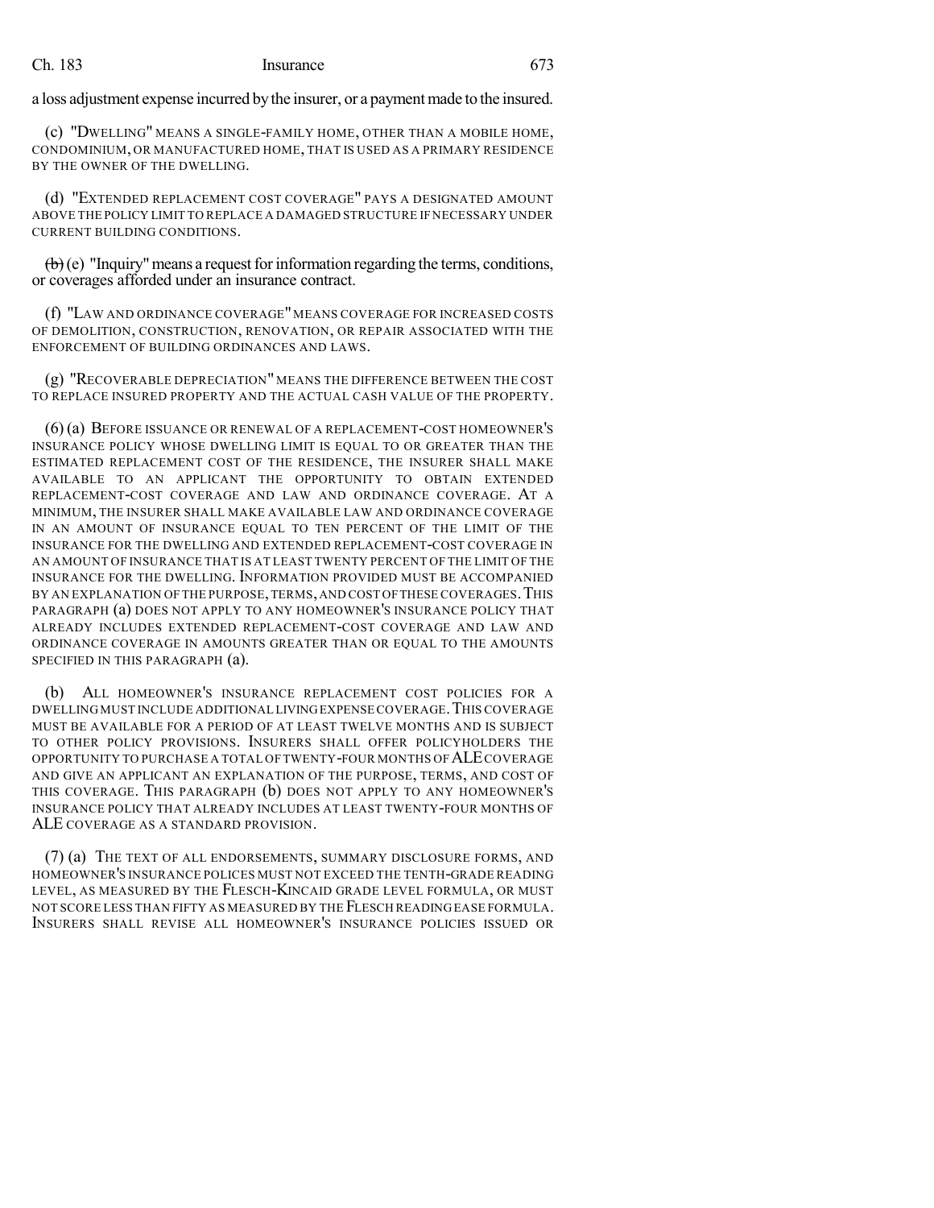a loss adjustment expense incurred by the insurer, or a payment made to the insured.

(c) "DWELLING" MEANS A SINGLE-FAMILY HOME, OTHER THAN A MOBILE HOME, CONDOMINIUM, OR MANUFACTURED HOME, THAT IS USED AS A PRIMARY RESIDENCE BY THE OWNER OF THE DWELLING.

(d) "EXTENDED REPLACEMENT COST COVERAGE" PAYS A DESIGNATED AMOUNT ABOVE THE POLICY LIMIT TO REPLACE A DAMAGED STRUCTURE IF NECESSARY UNDER CURRENT BUILDING CONDITIONS.

~~(b)~~ (e) "Inquiry" means a request for information regarding the terms, conditions, or coverages afforded under an insurance contract.

(f) "LAW AND ORDINANCE COVERAGE" MEANS COVERAGE FOR INCREASED COSTS OF DEMOLITION, CONSTRUCTION, RENOVATION, OR REPAIR ASSOCIATED WITH THE ENFORCEMENT OF BUILDING ORDINANCES AND LAWS.

(g) "RECOVERABLE DEPRECIATION" MEANS THE DIFFERENCE BETWEEN THE COST TO REPLACE INSURED PROPERTY AND THE ACTUAL CASH VALUE OF THE PROPERTY.

(6) (a) BEFORE ISSUANCE OR RENEWAL OF A REPLACEMENT-COST HOMEOWNER'S INSURANCE POLICY WHOSE DWELLING LIMIT IS EQUAL TO OR GREATER THAN THE ESTIMATED REPLACEMENT COST OF THE RESIDENCE, THE INSURER SHALL MAKE AVAILABLE TO AN APPLICANT THE OPPORTUNITY TO OBTAIN EXTENDED REPLACEMENT-COST COVERAGE AND LAW AND ORDINANCE COVERAGE. AT A MINIMUM, THE INSURER SHALL MAKE AVAILABLE LAW AND ORDINANCE COVERAGE IN AN AMOUNT OF INSURANCE EQUAL TO TEN PERCENT OF THE LIMIT OF THE INSURANCE FOR THE DWELLING AND EXTENDED REPLACEMENT-COST COVERAGE IN AN AMOUNT OF INSURANCE THAT IS AT LEAST TWENTY PERCENT OF THE LIMIT OF THE INSURANCE FOR THE DWELLING. INFORMATION PROVIDED MUST BE ACCOMPANIED BY AN EXPLANATION OF THE PURPOSE, TERMS, AND COST OF THESE COVERAGES. THIS PARAGRAPH (a) DOES NOT APPLY TO ANY HOMEOWNER'S INSURANCE POLICY THAT ALREADY INCLUDES EXTENDED REPLACEMENT-COST COVERAGE AND LAW AND ORDINANCE COVERAGE IN AMOUNTS GREATER THAN OR EQUAL TO THE AMOUNTS SPECIFIED IN THIS PARAGRAPH (a).

(b) ALL HOMEOWNER'S INSURANCE REPLACEMENT COST POLICIES FOR A DWELLING MUST INCLUDE ADDITIONAL LIVING EXPENSE COVERAGE. THIS COVERAGE MUST BE AVAILABLE FOR A PERIOD OF AT LEAST TWELVE MONTHS AND IS SUBJECT TO OTHER POLICY PROVISIONS. INSURERS SHALL OFFER POLICYHOLDERS THE OPPORTUNITY TO PURCHASE A TOTAL OF TWENTY-FOUR MONTHS OF ALE COVERAGE AND GIVE AN APPLICANT AN EXPLANATION OF THE PURPOSE, TERMS, AND COST OF THIS COVERAGE. THIS PARAGRAPH (b) DOES NOT APPLY TO ANY HOMEOWNER'S INSURANCE POLICY THAT ALREADY INCLUDES AT LEAST TWENTY-FOUR MONTHS OF ALE COVERAGE AS A STANDARD PROVISION.

(7) (a) THE TEXT OF ALL ENDORSEMENTS, SUMMARY DISCLOSURE FORMS, AND HOMEOWNER'S INSURANCE POLICES MUST NOT EXCEED THE TENTH-GRADE READING LEVEL, AS MEASURED BY THE FLESCH-KINCAID GRADE LEVEL FORMULA, OR MUST NOT SCORE LESS THAN FIFTY AS MEASURED BY THE FLESCH READING EASE FORMULA. INSURERS SHALL REVISE ALL HOMEOWNER'S INSURANCE POLICIES ISSUED OR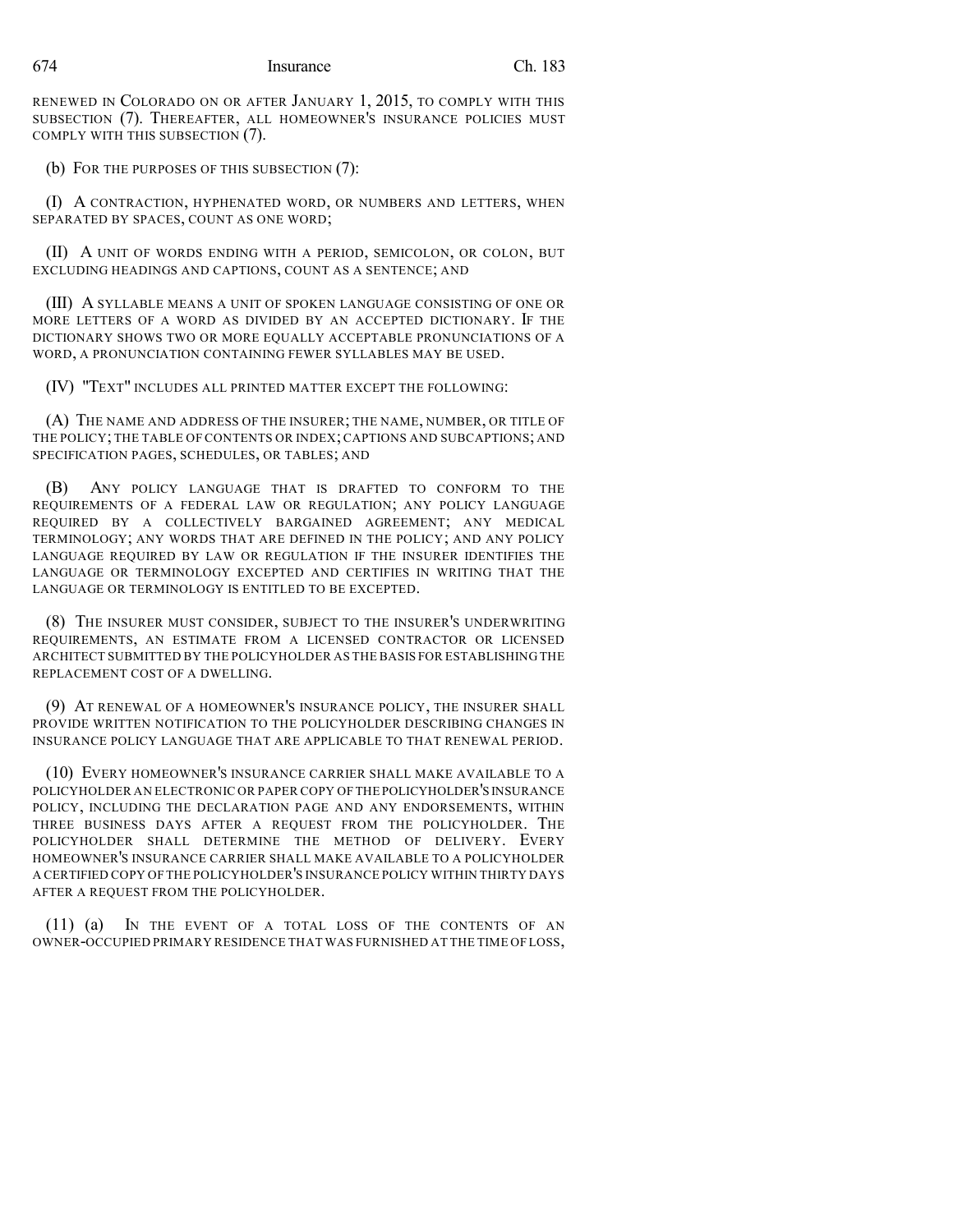RENEWED IN COLORADO ON OR AFTER JANUARY 1, 2015, TO COMPLY WITH THIS SUBSECTION (7). THEREAFTER, ALL HOMEOWNER'S INSURANCE POLICIES MUST COMPLY WITH THIS SUBSECTION (7).

(b) FOR THE PURPOSES OF THIS SUBSECTION (7):

(I) A CONTRACTION, HYPHENATED WORD, OR NUMBERS AND LETTERS, WHEN SEPARATED BY SPACES, COUNT AS ONE WORD;

(II) A UNIT OF WORDS ENDING WITH A PERIOD, SEMICOLON, OR COLON, BUT EXCLUDING HEADINGS AND CAPTIONS, COUNT AS A SENTENCE; AND

(III) A SYLLABLE MEANS A UNIT OF SPOKEN LANGUAGE CONSISTING OF ONE OR MORE LETTERS OF A WORD AS DIVIDED BY AN ACCEPTED DICTIONARY. IF THE DICTIONARY SHOWS TWO OR MORE EQUALLY ACCEPTABLE PRONUNCIATIONS OF A WORD, A PRONUNCIATION CONTAINING FEWER SYLLABLES MAY BE USED.

(IV) "TEXT" INCLUDES ALL PRINTED MATTER EXCEPT THE FOLLOWING:

(A) THE NAME AND ADDRESS OF THE INSURER; THE NAME, NUMBER, OR TITLE OF THE POLICY; THE TABLE OF CONTENTS OR INDEX; CAPTIONS AND SUBCAPTIONS; AND SPECIFICATION PAGES, SCHEDULES, OR TABLES; AND

(B) ANY POLICY LANGUAGE THAT IS DRAFTED TO CONFORM TO THE REQUIREMENTS OF A FEDERAL LAW OR REGULATION; ANY POLICY LANGUAGE REQUIRED BY A COLLECTIVELY BARGAINED AGREEMENT; ANY MEDICAL TERMINOLOGY; ANY WORDS THAT ARE DEFINED IN THE POLICY; AND ANY POLICY LANGUAGE REQUIRED BY LAW OR REGULATION IF THE INSURER IDENTIFIES THE LANGUAGE OR TERMINOLOGY EXCEPTED AND CERTIFIES IN WRITING THAT THE LANGUAGE OR TERMINOLOGY IS ENTITLED TO BE EXCEPTED.

(8) THE INSURER MUST CONSIDER, SUBJECT TO THE INSURER'S UNDERWRITING REQUIREMENTS, AN ESTIMATE FROM A LICENSED CONTRACTOR OR LICENSED ARCHITECT SUBMITTED BY THE POLICYHOLDER AS THE BASIS FOR ESTABLISHING THE REPLACEMENT COST OF A DWELLING.

(9) AT RENEWAL OF A HOMEOWNER'S INSURANCE POLICY, THE INSURER SHALL PROVIDE WRITTEN NOTIFICATION TO THE POLICYHOLDER DESCRIBING CHANGES IN INSURANCE POLICY LANGUAGE THAT ARE APPLICABLE TO THAT RENEWAL PERIOD.

(10) EVERY HOMEOWNER'S INSURANCE CARRIER SHALL MAKE AVAILABLE TO A POLICYHOLDER AN ELECTRONIC OR PAPER COPY OF THE POLICYHOLDER'S INSURANCE POLICY, INCLUDING THE DECLARATION PAGE AND ANY ENDORSEMENTS, WITHIN THREE BUSINESS DAYS AFTER A REQUEST FROM THE POLICYHOLDER. THE POLICYHOLDER SHALL DETERMINE THE METHOD OF DELIVERY. EVERY HOMEOWNER'S INSURANCE CARRIER SHALL MAKE AVAILABLE TO A POLICYHOLDER A CERTIFIED COPY OF THE POLICYHOLDER'S INSURANCE POLICY WITHIN THIRTY DAYS AFTER A REQUEST FROM THE POLICYHOLDER.

(11) (a) IN THE EVENT OF A TOTAL LOSS OF THE CONTENTS OF AN OWNER-OCCUPIED PRIMARY RESIDENCE THAT WAS FURNISHED AT THE TIME OF LOSS,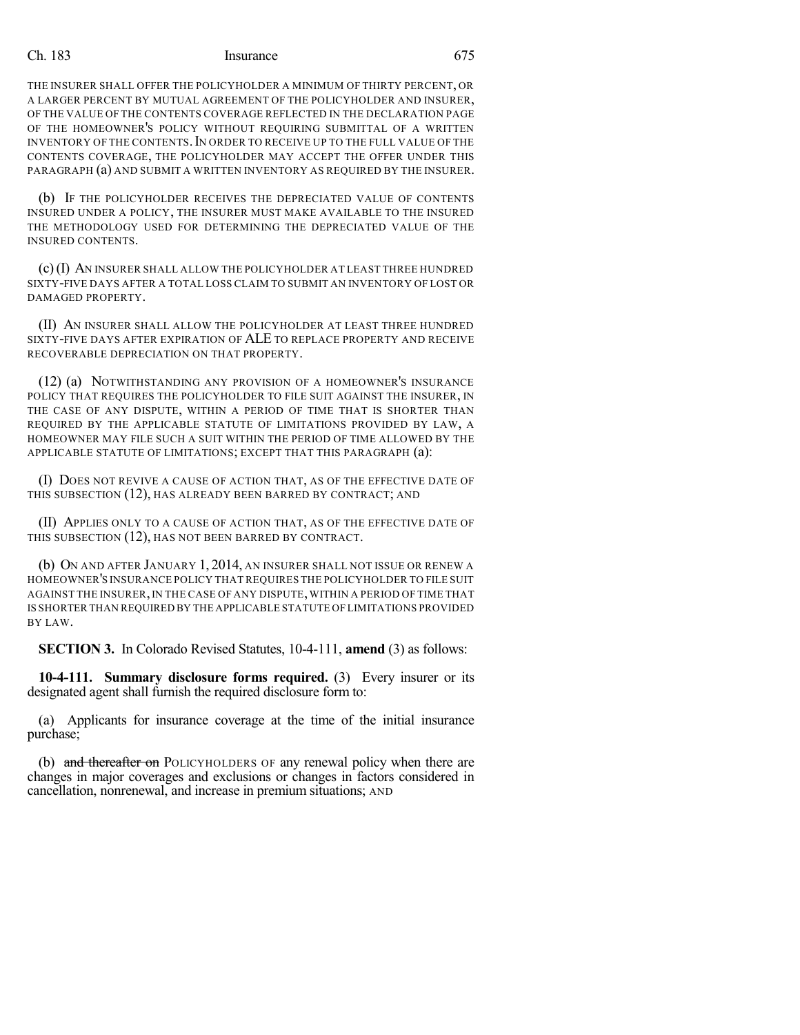THE INSURER SHALL OFFER THE POLICYHOLDER A MINIMUM OF THIRTY PERCENT, OR A LARGER PERCENT BY MUTUAL AGREEMENT OF THE POLICYHOLDER AND INSURER, OF THE VALUE OF THE CONTENTS COVERAGE REFLECTED IN THE DECLARATION PAGE OF THE HOMEOWNER'S POLICY WITHOUT REQUIRING SUBMITTAL OF A WRITTEN INVENTORY OF THE CONTENTS. IN ORDER TO RECEIVE UP TO THE FULL VALUE OF THE CONTENTS COVERAGE, THE POLICYHOLDER MAY ACCEPT THE OFFER UNDER THIS PARAGRAPH (a) AND SUBMIT A WRITTEN INVENTORY AS REQUIRED BY THE INSURER.

(b) IF THE POLICYHOLDER RECEIVES THE DEPRECIATED VALUE OF CONTENTS INSURED UNDER A POLICY, THE INSURER MUST MAKE AVAILABLE TO THE INSURED THE METHODOLOGY USED FOR DETERMINING THE DEPRECIATED VALUE OF THE INSURED CONTENTS.

(c) (I) AN INSURER SHALL ALLOW THE POLICYHOLDER AT LEAST THREE HUNDRED SIXTY-FIVE DAYS AFTER A TOTAL LOSS CLAIM TO SUBMIT AN INVENTORY OF LOST OR DAMAGED PROPERTY.

(II) AN INSURER SHALL ALLOW THE POLICYHOLDER AT LEAST THREE HUNDRED SIXTY-FIVE DAYS AFTER EXPIRATION OF ALE TO REPLACE PROPERTY AND RECEIVE RECOVERABLE DEPRECIATION ON THAT PROPERTY.

(12) (a) NOTWITHSTANDING ANY PROVISION OF A HOMEOWNER'S INSURANCE POLICY THAT REQUIRES THE POLICYHOLDER TO FILE SUIT AGAINST THE INSURER, IN THE CASE OF ANY DISPUTE, WITHIN A PERIOD OF TIME THAT IS SHORTER THAN REQUIRED BY THE APPLICABLE STATUTE OF LIMITATIONS PROVIDED BY LAW, A HOMEOWNER MAY FILE SUCH A SUIT WITHIN THE PERIOD OF TIME ALLOWED BY THE APPLICABLE STATUTE OF LIMITATIONS; EXCEPT THAT THIS PARAGRAPH (a):

(I) DOES NOT REVIVE A CAUSE OF ACTION THAT, AS OF THE EFFECTIVE DATE OF THIS SUBSECTION (12), HAS ALREADY BEEN BARRED BY CONTRACT; AND

(II) APPLIES ONLY TO A CAUSE OF ACTION THAT, AS OF THE EFFECTIVE DATE OF THIS SUBSECTION (12), HAS NOT BEEN BARRED BY CONTRACT.

(b) ON AND AFTER JANUARY 1, 2014, AN INSURER SHALL NOT ISSUE OR RENEW A HOMEOWNER'S INSURANCE POLICY THAT REQUIRES THE POLICYHOLDER TO FILE SUIT AGAINST THE INSURER, IN THE CASE OF ANY DISPUTE, WITHIN A PERIOD OF TIME THAT IS SHORTER THAN REQUIRED BY THE APPLICABLE STATUTE OF LIMITATIONS PROVIDED BY LAW.

**SECTION 3.** In Colorado Revised Statutes, 10-4-111, **amend** (3) as follows:

**10-4-111. Summary disclosure forms required.** (3) Every insurer or its designated agent shall furnish the required disclosure form to:

(a) Applicants for insurance coverage at the time of the initial insurance purchase;

(b) ~~and thereafter on~~ POLICYHOLDERS OF any renewal policy when there are changes in major coverages and exclusions or changes in factors considered in cancellation, nonrenewal, and increase in premium situations; AND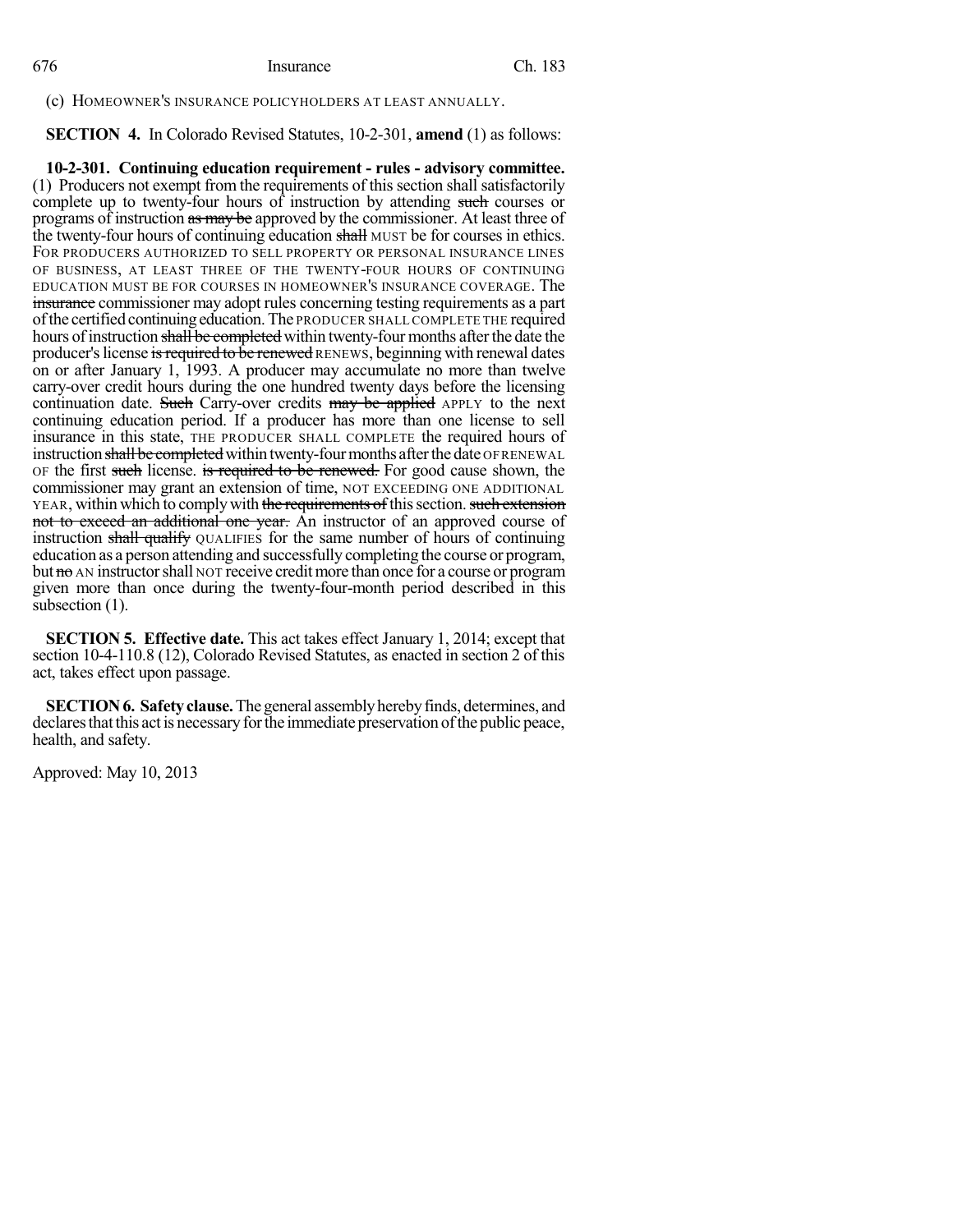(c) HOMEOWNER'S INSURANCE POLICYHOLDERS AT LEAST ANNUALLY.

**SECTION 4.** In Colorado Revised Statutes, 10-2-301, **amend** (1) as follows:

**10-2-301. Continuing education requirement - rules - advisory committee.** (1) Producers not exempt from the requirements of this section shall satisfactorily complete up to twenty-four hours of instruction by attending ~~such~~ courses or programs of instruction ~~as may be~~ approved by the commissioner. At least three of the twenty-four hours of continuing education ~~shall~~ MUST be for courses in ethics. FOR PRODUCERS AUTHORIZED TO SELL PROPERTY OR PERSONAL INSURANCE LINES OF BUSINESS, AT LEAST THREE OF THE TWENTY-FOUR HOURS OF CONTINUING EDUCATION MUST BE FOR COURSES IN HOMEOWNER'S INSURANCE COVERAGE. The ~~insurance~~ commissioner may adopt rules concerning testing requirements as a part of the certified continuing education. The PRODUCER SHALL COMPLETE THE required hours of instruction ~~shall be completed~~ within twenty-four months after the date the producer's license ~~is required to be renewed~~ RENEWS, beginning with renewal dates on or after January 1, 1993. A producer may accumulate no more than twelve carry-over credit hours during the one hundred twenty days before the licensing continuation date. ~~Such~~ Carry-over credits ~~may be applied~~ APPLY to the next continuing education period. If a producer has more than one license to sell insurance in this state, THE PRODUCER SHALL COMPLETE the required hours of instruction ~~shall be completed~~ within twenty-four months after the date OF RENEWAL OF the first ~~such~~ license. ~~is required to be renewed.~~ For good cause shown, the commissioner may grant an extension of time, NOT EXCEEDING ONE ADDITIONAL YEAR, within which to comply with ~~the requirements of~~ this section. ~~such extension not to exceed an additional one year.~~ An instructor of an approved course of instruction ~~shall qualify~~ QUALIFIES for the same number of hours of continuing education as a person attending and successfully completing the course or program, but ~~no~~ AN instructor shall NOT receive credit more than once for a course or program given more than once during the twenty-four-month period described in this subsection (1).

**SECTION 5. Effective date.** This act takes effect January 1, 2014; except that section 10-4-110.8 (12), Colorado Revised Statutes, as enacted in section 2 of this act, takes effect upon passage.

**SECTION 6. Safety clause.** The general assembly hereby finds, determines, and declares that this act is necessary for the immediate preservation of the public peace, health, and safety.

Approved: May 10, 2013